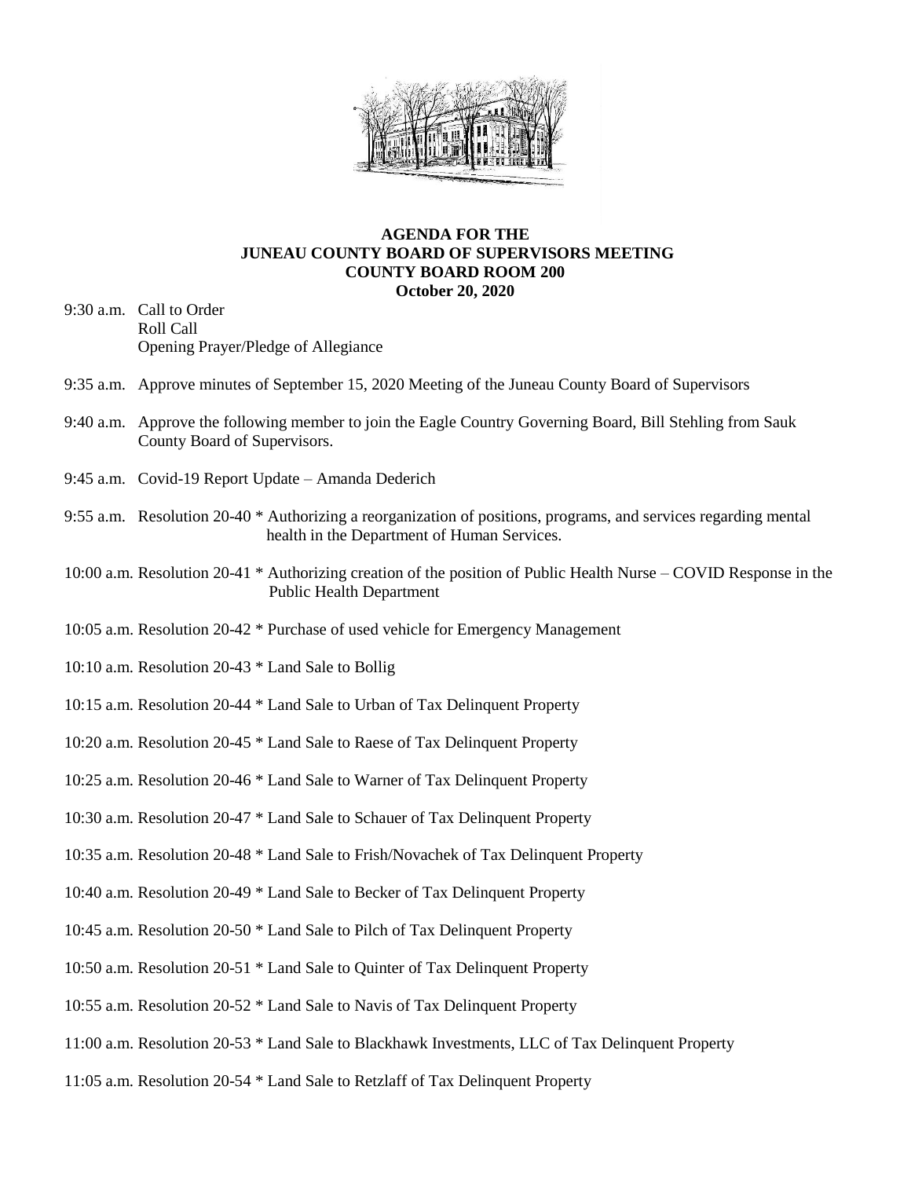**AGENDA FOR THE**
**JUNEAU COUNTY BOARD OF SUPERVISORS MEETING**
**COUNTY BOARD ROOM 200**
**October 20, 2020**

9:30 a.m. Call to Order
Roll Call
Opening Prayer/Pledge of Allegiance

9:35 a.m. Approve minutes of September 15, 2020 Meeting of the Juneau County Board of Supervisors

9:40 a.m. Approve the following member to join the Eagle Country Governing Board, Bill Stehling from Sauk County Board of Supervisors.

9:45 a.m. Covid-19 Report Update – Amanda Dederich

9:55 a.m. Resolution 20-40 * Authorizing a reorganization of positions, programs, and services regarding mental health in the Department of Human Services.

10:00 a.m. Resolution 20-41 * Authorizing creation of the position of Public Health Nurse – COVID Response in the Public Health Department

10:05 a.m. Resolution 20-42 * Purchase of used vehicle for Emergency Management

10:10 a.m. Resolution 20-43 * Land Sale to Bollig

10:15 a.m. Resolution 20-44 * Land Sale to Urban of Tax Delinquent Property

10:20 a.m. Resolution 20-45 * Land Sale to Raese of Tax Delinquent Property

10:25 a.m. Resolution 20-46 * Land Sale to Warner of Tax Delinquent Property

10:30 a.m. Resolution 20-47 * Land Sale to Schauer of Tax Delinquent Property

10:35 a.m. Resolution 20-48 * Land Sale to Frish/Novachek of Tax Delinquent Property

10:40 a.m. Resolution 20-49 * Land Sale to Becker of Tax Delinquent Property

10:45 a.m. Resolution 20-50 * Land Sale to Pilch of Tax Delinquent Property

10:50 a.m. Resolution 20-51 * Land Sale to Quinter of Tax Delinquent Property

10:55 a.m. Resolution 20-52 * Land Sale to Navis of Tax Delinquent Property

11:00 a.m. Resolution 20-53 * Land Sale to Blackhawk Investments, LLC of Tax Delinquent Property

11:05 a.m. Resolution 20-54 * Land Sale to Retzlaff of Tax Delinquent Property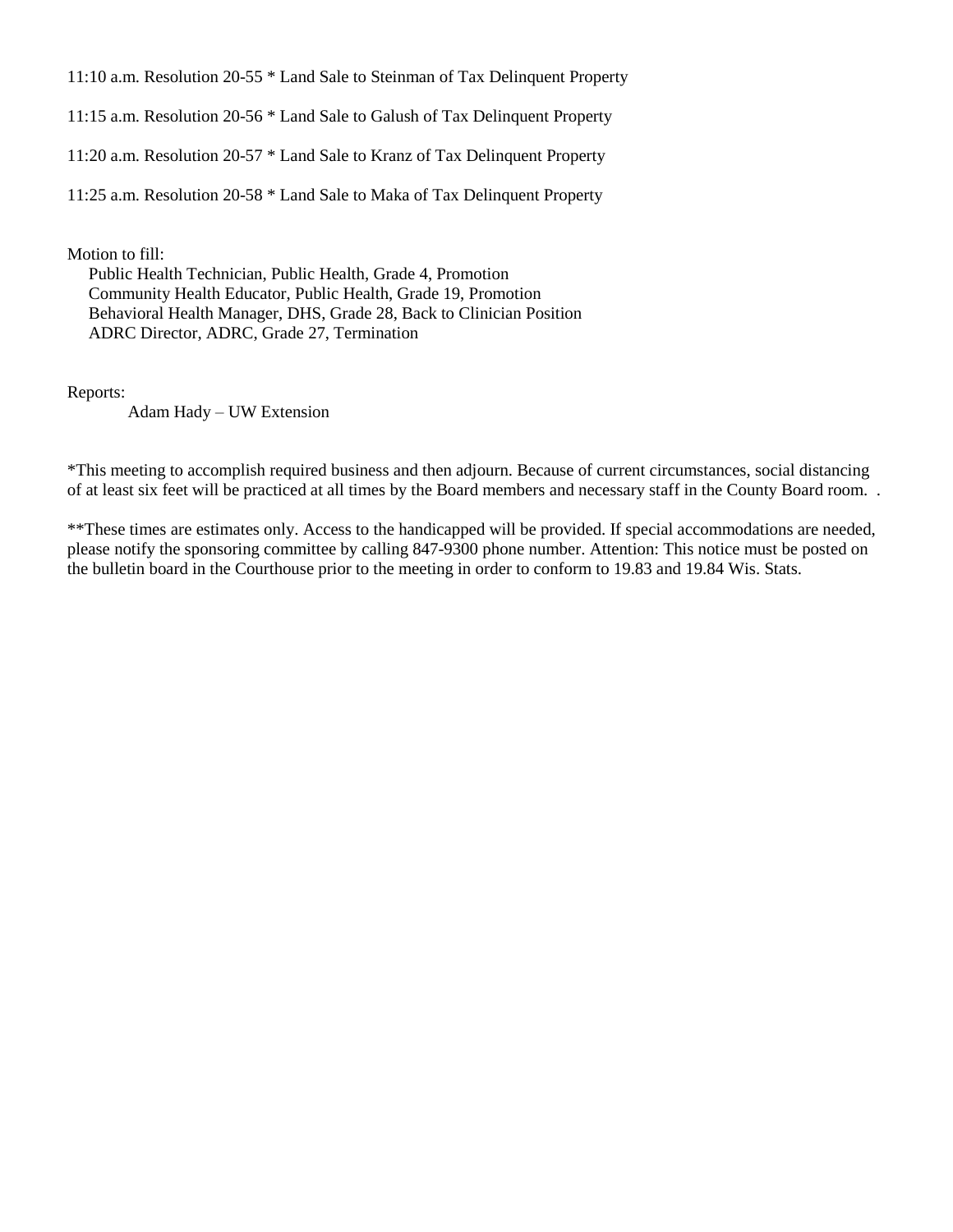11:10 a.m. Resolution 20-55 * Land Sale to Steinman of Tax Delinquent Property

11:15 a.m. Resolution 20-56 * Land Sale to Galush of Tax Delinquent Property

11:20 a.m. Resolution 20-57 * Land Sale to Kranz of Tax Delinquent Property

11:25 a.m. Resolution 20-58 * Land Sale to Maka of Tax Delinquent Property

Motion to fill:

- Public Health Technician, Public Health, Grade 4, Promotion
- Community Health Educator, Public Health, Grade 19, Promotion
- Behavioral Health Manager, DHS, Grade 28, Back to Clinician Position
- ADRC Director, ADRC, Grade 27, Termination

Reports:

- Adam Hady – UW Extension

*This meeting to accomplish required business and then adjourn. Because of current circumstances, social distancing of at least six feet will be practiced at all times by the Board members and necessary staff in the County Board room. .

**These times are estimates only. Access to the handicapped will be provided. If special accommodations are needed, please notify the sponsoring committee by calling 847-9300 phone number. Attention: This notice must be posted on the bulletin board in the Courthouse prior to the meeting in order to conform to 19.83 and 19.84 Wis. Stats.